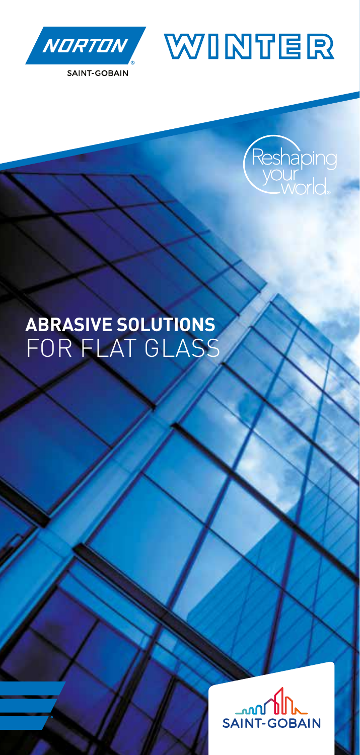NORTON

SAINT-GOBAIN

WINTER

Reshaping your world.

# **ABRASIVE SOLUTIONS** FOR FLAT GLASS

SAINT-GOBAIN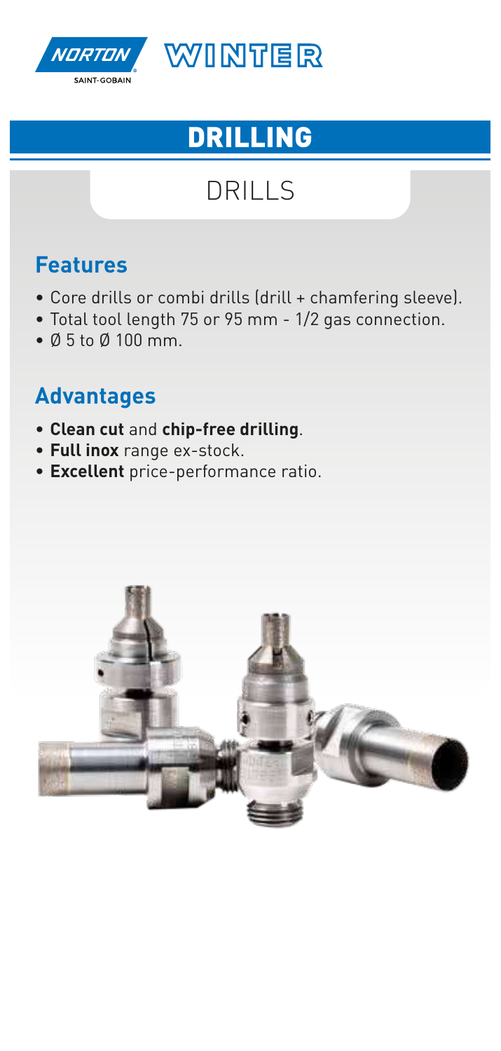# DRILLING

## DRILLS

### Features

- Core drills or combi drills (drill + chamfering sleeve).
- Total tool length 75 or 95 mm - 1/2 gas connection.
- Ø 5 to Ø 100 mm.

### Advantages

- **Clean cut** and **chip-free drilling**.
- **Full inox** range ex-stock.
- **Excellent** price-performance ratio.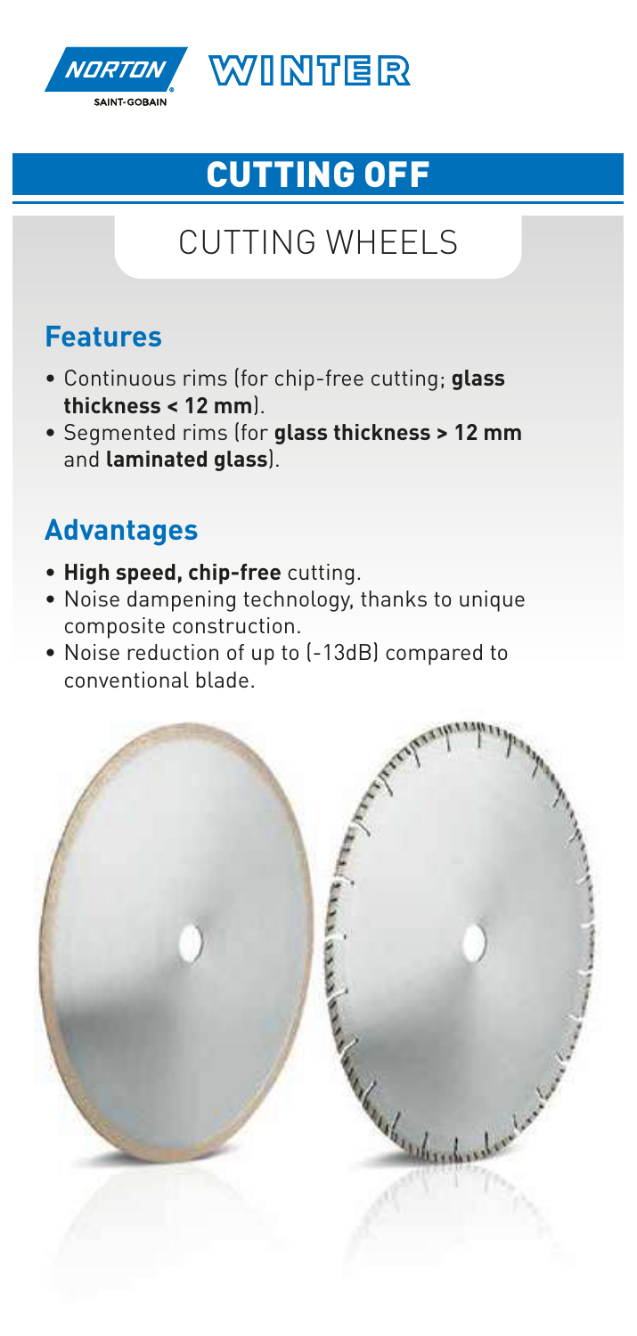NORTON SAINT-GOBAIN WINTER

# CUTTING OFF

## CUTTING WHEELS

### Features

- Continuous rims (for chip-free cutting; **glass thickness < 12 mm**).
- Segmented rims (for **glass thickness > 12 mm** and **laminated glass**).

### Advantages

- **High speed, chip-free** cutting.
- Noise dampening technology, thanks to unique composite construction.
- Noise reduction of up to (-13dB) compared to conventional blade.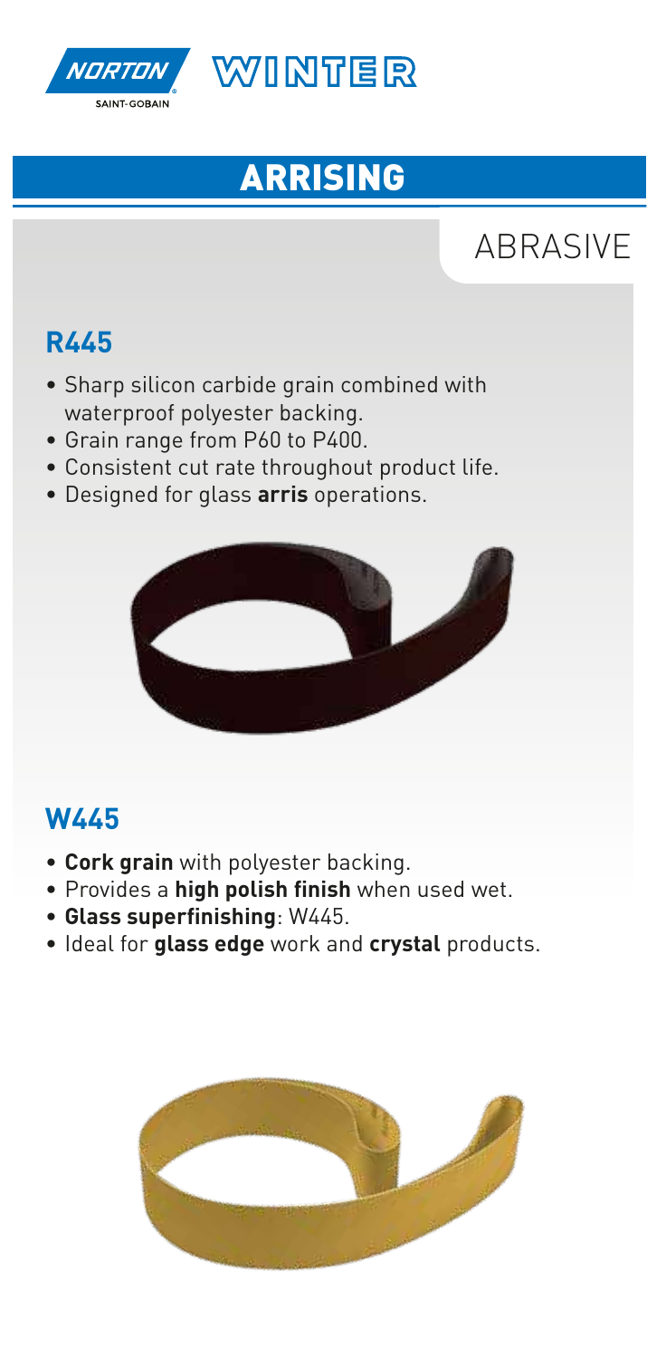# ARRISING

## ABRASIVE

### R445

- Sharp silicon carbide grain combined with waterproof polyester backing.
- Grain range from P60 to P400.
- Consistent cut rate throughout product life.
- Designed for glass **arris** operations.

### W445

- **Cork grain** with polyester backing.
- Provides a **high polish finish** when used wet.
- **Glass superfinishing**: W445.
- Ideal for **glass edge** work and **crystal** products.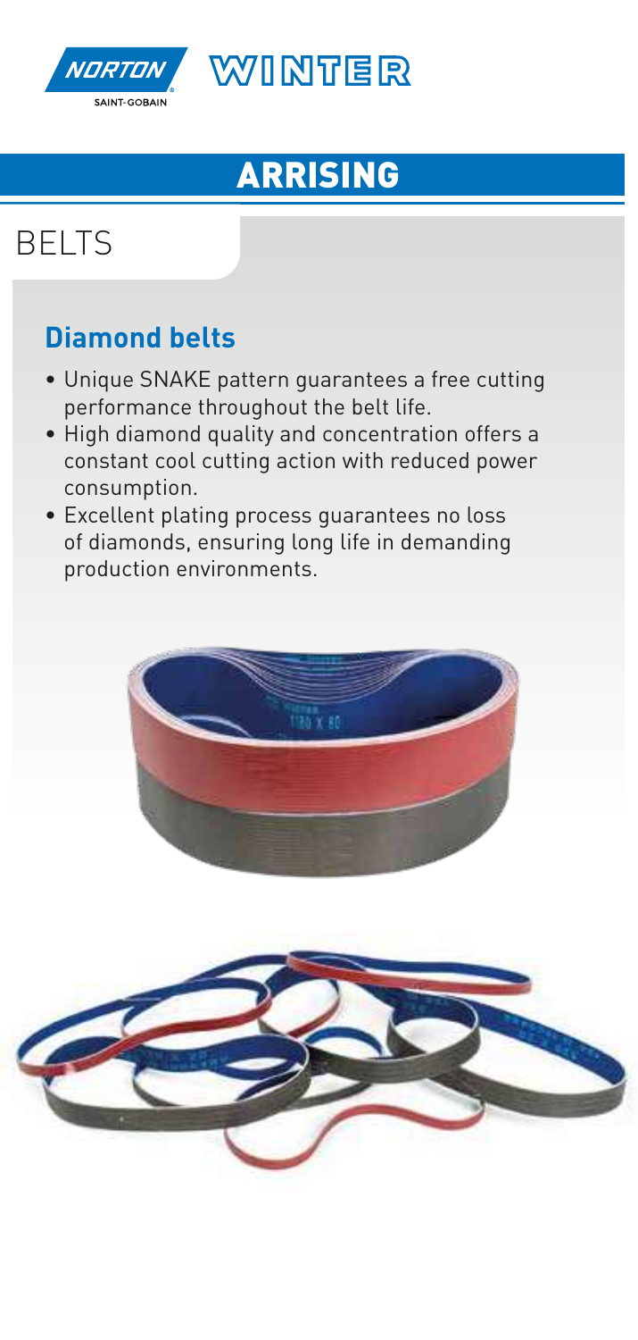NORTON WINTER

SAINT-GOBAIN

# ARRISING

## BELTS

### Diamond belts

- Unique SNAKE pattern guarantees a free cutting performance throughout the belt life.
- High diamond quality and concentration offers a constant cool cutting action with reduced power consumption.
- Excellent plating process guarantees no loss of diamonds, ensuring long life in demanding production environments.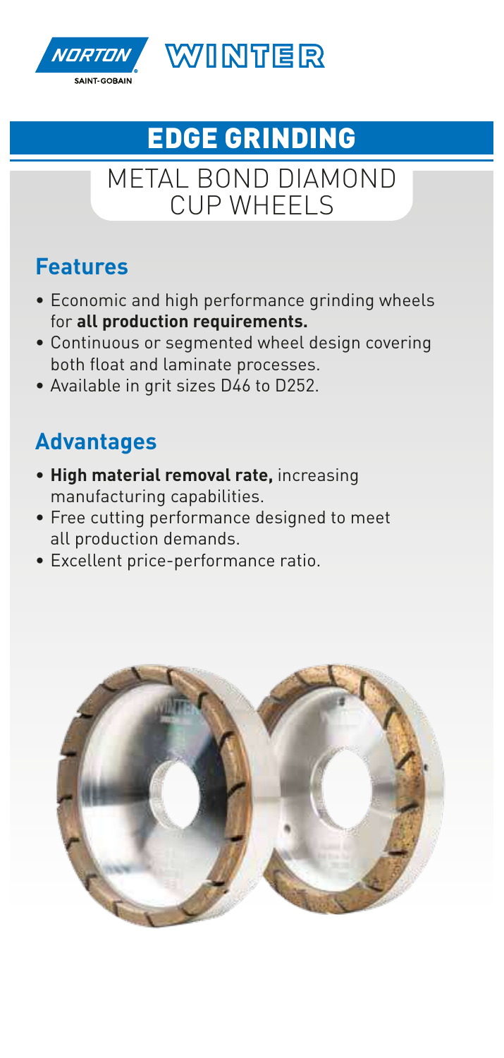# EDGE GRINDING

## METAL BOND DIAMOND CUP WHEELS

### Features

- Economic and high performance grinding wheels for **all production requirements.**
- Continuous or segmented wheel design covering both float and laminate processes.
- Available in grit sizes D46 to D252.

### Advantages

- **High material removal rate,** increasing manufacturing capabilities.
- Free cutting performance designed to meet all production demands.
- Excellent price-performance ratio.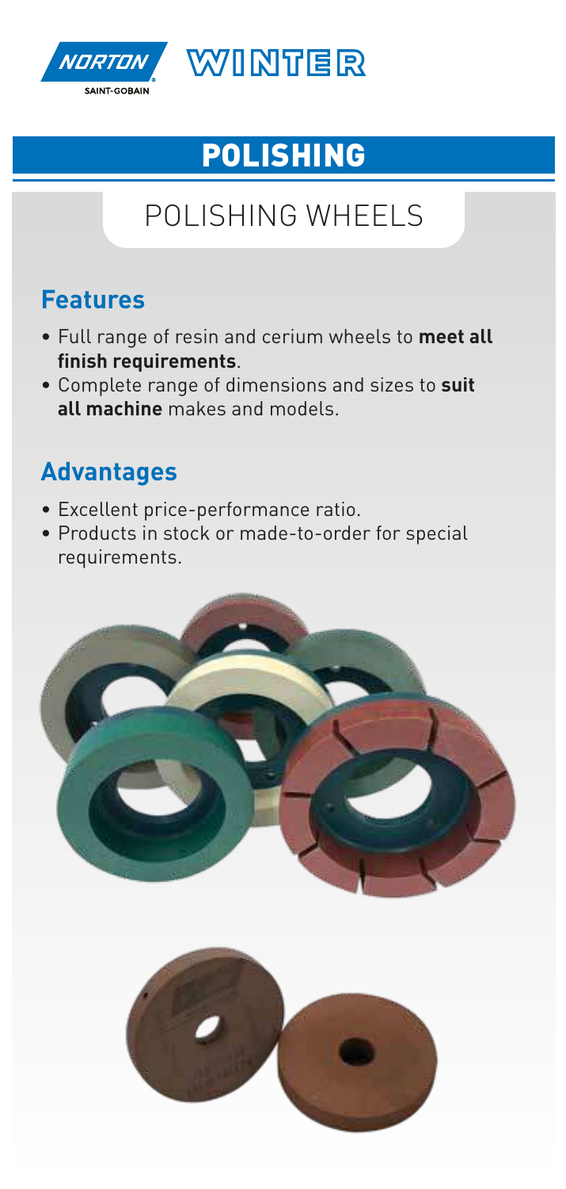# POLISHING

## POLISHING WHEELS

### Features

- Full range of resin and cerium wheels to **meet all finish requirements**.
- Complete range of dimensions and sizes to **suit all machine** makes and models.

### Advantages

- Excellent price-performance ratio.
- Products in stock or made-to-order for special requirements.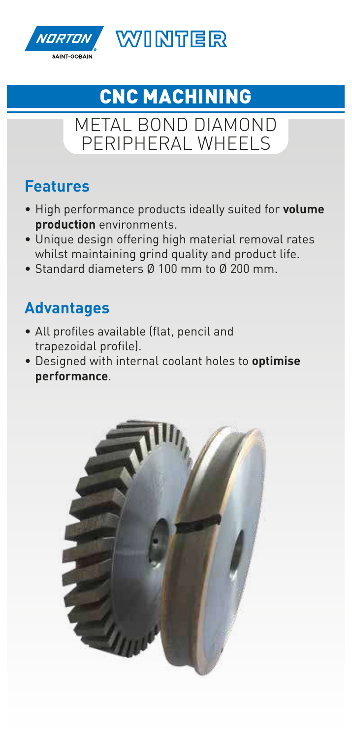NORTON SAINT-GOBAIN WINTER

# CNC MACHINING

## METAL BOND DIAMOND PERIPHERAL WHEELS

### Features

- High performance products ideally suited for **volume production** environments.
- Unique design offering high material removal rates whilst maintaining grind quality and product life.
- Standard diameters Ø 100 mm to Ø 200 mm.

### Advantages

- All profiles available (flat, pencil and trapezoidal profile).
- Designed with internal coolant holes to **optimise performance**.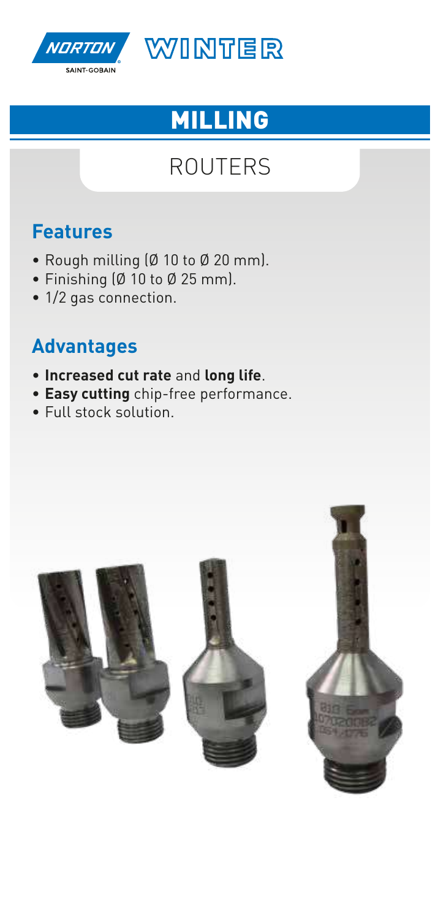# MILLING

## ROUTERS

### Features

- Rough milling (Ø 10 to Ø 20 mm).
- Finishing (Ø 10 to Ø 25 mm).
- 1/2 gas connection.

### Advantages

- **Increased cut rate** and **long life**.
- **Easy cutting** chip-free performance.
- Full stock solution.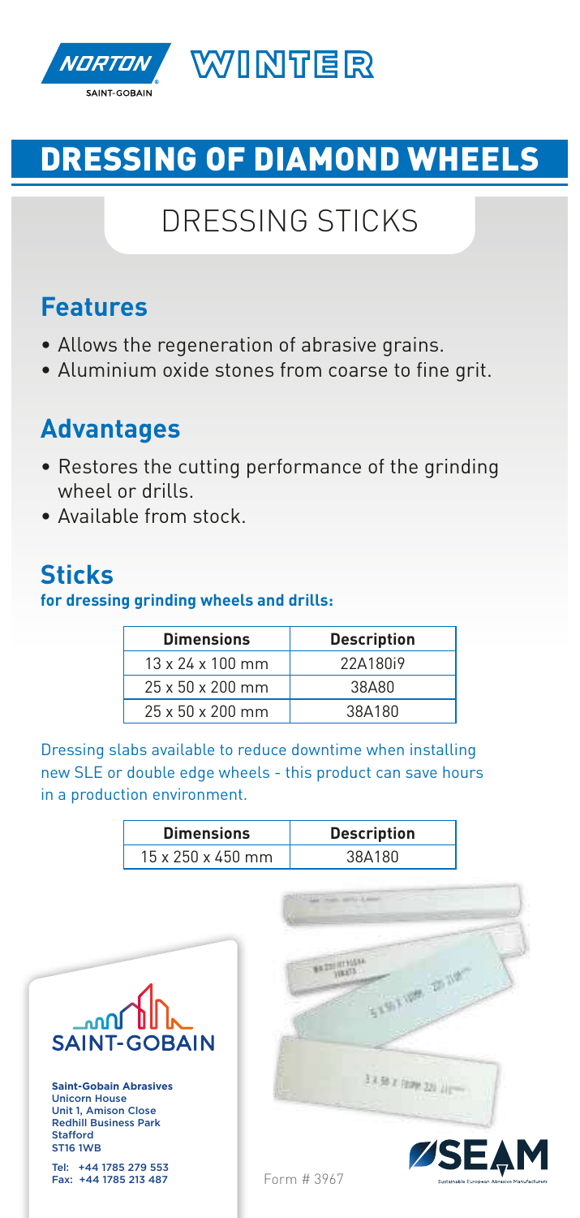# DRESSING OF DIAMOND WHEELS

## DRESSING STICKS

### Features

- Allows the regeneration of abrasive grains.
- Aluminium oxide stones from coarse to fine grit.

### Advantages

- Restores the cutting performance of the grinding wheel or drills.
- Available from stock.

### Sticks

**for dressing grinding wheels and drills:**

| Dimensions | Description |
|---|---|
| 13 x 24 x 100 mm | 22A180i9 |
| 25 x 50 x 200 mm | 38A80 |
| 25 x 50 x 200 mm | 38A180 |

Dressing slabs available to reduce downtime when installing new SLE or double edge wheels - this product can save hours in a production environment.

| Dimensions | Description |
|---|---|
| 15 x 250 x 450 mm | 38A180 |

**Saint-Gobain Abrasives**
Unicorn House
Unit 1, Amison Close
Redhill Business Park
Stafford
ST16 1WB

Tel: +44 1785 279 553
Fax: +44 1785 213 487

Form # 3967